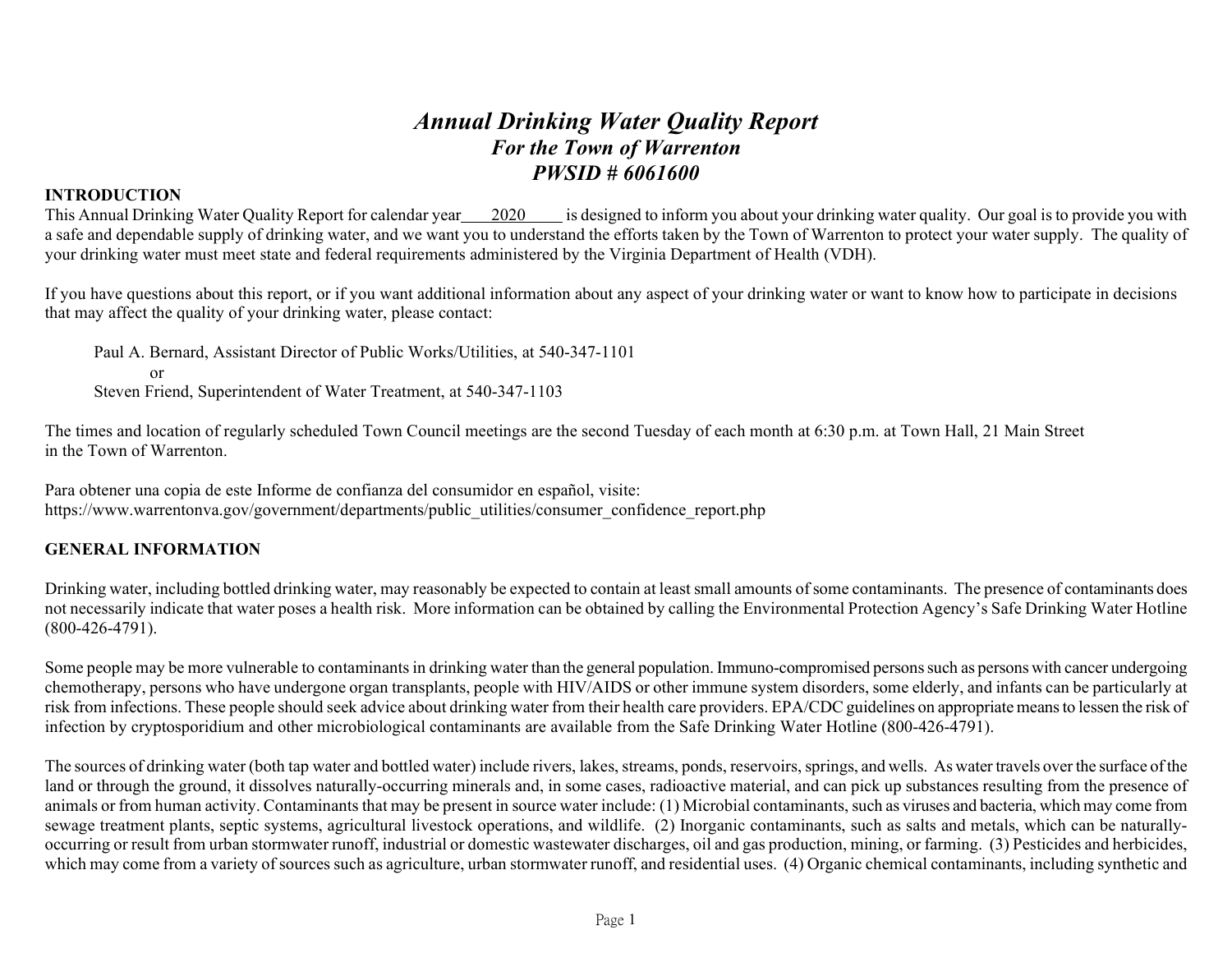# *Annual Drinking Water Quality Report*

## *For the Town of Warrenton*

## *PWSID # 6061600*

**INTRODUCTION**

This Annual Drinking Water Quality Report for calendar year 2020 is designed to inform you about your drinking water quality. Our goal is to provide you with a safe and dependable supply of drinking water, and we want you to understand the efforts taken by the Town of Warrenton to protect your water supply. The quality of your drinking water must meet state and federal requirements administered by the Virginia Department of Health (VDH).

If you have questions about this report, or if you want additional information about any aspect of your drinking water or want to know how to participate in decisions that may affect the quality of your drinking water, please contact:

Paul A. Bernard, Assistant Director of Public Works/Utilities, at 540-347-1101
or
Steven Friend, Superintendent of Water Treatment, at 540-347-1103

The times and location of regularly scheduled Town Council meetings are the second Tuesday of each month at 6:30 p.m. at Town Hall, 21 Main Street in the Town of Warrenton.

Para obtener una copia de este Informe de confianza del consumidor en español, visite:
https://www.warrentonva.gov/government/departments/public_utilities/consumer_confidence_report.php

**GENERAL INFORMATION**

Drinking water, including bottled drinking water, may reasonably be expected to contain at least small amounts of some contaminants. The presence of contaminants does not necessarily indicate that water poses a health risk. More information can be obtained by calling the Environmental Protection Agency's Safe Drinking Water Hotline (800-426-4791).

Some people may be more vulnerable to contaminants in drinking water than the general population. Immuno-compromised persons such as persons with cancer undergoing chemotherapy, persons who have undergone organ transplants, people with HIV/AIDS or other immune system disorders, some elderly, and infants can be particularly at risk from infections. These people should seek advice about drinking water from their health care providers. EPA/CDC guidelines on appropriate means to lessen the risk of infection by cryptosporidium and other microbiological contaminants are available from the Safe Drinking Water Hotline (800-426-4791).

The sources of drinking water (both tap water and bottled water) include rivers, lakes, streams, ponds, reservoirs, springs, and wells. As water travels over the surface of the land or through the ground, it dissolves naturally-occurring minerals and, in some cases, radioactive material, and can pick up substances resulting from the presence of animals or from human activity. Contaminants that may be present in source water include: (1) Microbial contaminants, such as viruses and bacteria, which may come from sewage treatment plants, septic systems, agricultural livestock operations, and wildlife. (2) Inorganic contaminants, such as salts and metals, which can be naturally-occurring or result from urban stormwater runoff, industrial or domestic wastewater discharges, oil and gas production, mining, or farming. (3) Pesticides and herbicides, which may come from a variety of sources such as agriculture, urban stormwater runoff, and residential uses. (4) Organic chemical contaminants, including synthetic and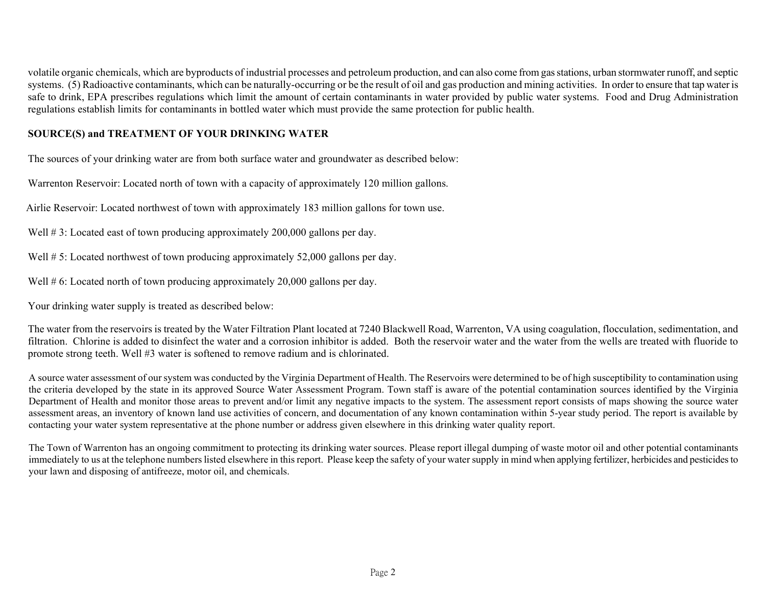volatile organic chemicals, which are byproducts of industrial processes and petroleum production, and can also come from gas stations, urban stormwater runoff, and septic systems. (5) Radioactive contaminants, which can be naturally-occurring or be the result of oil and gas production and mining activities. In order to ensure that tap water is safe to drink, EPA prescribes regulations which limit the amount of certain contaminants in water provided by public water systems. Food and Drug Administration regulations establish limits for contaminants in bottled water which must provide the same protection for public health.

## SOURCE(S) and TREATMENT OF YOUR DRINKING WATER

The sources of your drinking water are from both surface water and groundwater as described below:

Warrenton Reservoir: Located north of town with a capacity of approximately 120 million gallons.

Airlie Reservoir: Located northwest of town with approximately 183 million gallons for town use.

Well # 3: Located east of town producing approximately 200,000 gallons per day.

Well # 5: Located northwest of town producing approximately 52,000 gallons per day.

Well # 6: Located north of town producing approximately 20,000 gallons per day.

Your drinking water supply is treated as described below:

The water from the reservoirs is treated by the Water Filtration Plant located at 7240 Blackwell Road, Warrenton, VA using coagulation, flocculation, sedimentation, and filtration. Chlorine is added to disinfect the water and a corrosion inhibitor is added. Both the reservoir water and the water from the wells are treated with fluoride to promote strong teeth. Well #3 water is softened to remove radium and is chlorinated.

A source water assessment of our system was conducted by the Virginia Department of Health. The Reservoirs were determined to be of high susceptibility to contamination using the criteria developed by the state in its approved Source Water Assessment Program. Town staff is aware of the potential contamination sources identified by the Virginia Department of Health and monitor those areas to prevent and/or limit any negative impacts to the system. The assessment report consists of maps showing the source water assessment areas, an inventory of known land use activities of concern, and documentation of any known contamination within 5-year study period. The report is available by contacting your water system representative at the phone number or address given elsewhere in this drinking water quality report.

The Town of Warrenton has an ongoing commitment to protecting its drinking water sources. Please report illegal dumping of waste motor oil and other potential contaminants immediately to us at the telephone numbers listed elsewhere in this report. Please keep the safety of your water supply in mind when applying fertilizer, herbicides and pesticides to your lawn and disposing of antifreeze, motor oil, and chemicals.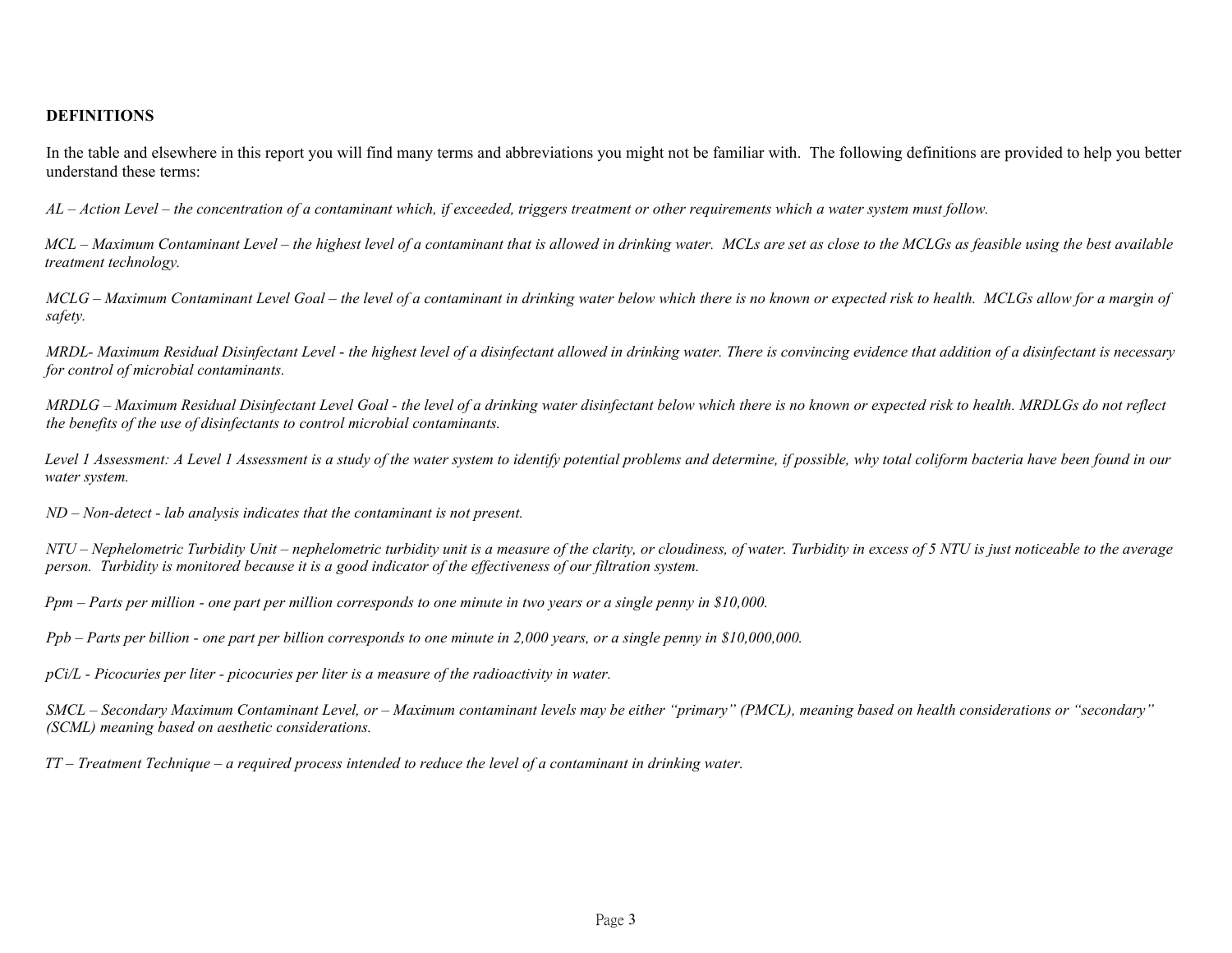**DEFINITIONS**

In the table and elsewhere in this report you will find many terms and abbreviations you might not be familiar with. The following definitions are provided to help you better understand these terms:

*AL – Action Level – the concentration of a contaminant which, if exceeded, triggers treatment or other requirements which a water system must follow.*

*MCL – Maximum Contaminant Level – the highest level of a contaminant that is allowed in drinking water. MCLs are set as close to the MCLGs as feasible using the best available treatment technology.*

*MCLG – Maximum Contaminant Level Goal – the level of a contaminant in drinking water below which there is no known or expected risk to health. MCLGs allow for a margin of safety.*

*MRDL- Maximum Residual Disinfectant Level - the highest level of a disinfectant allowed in drinking water. There is convincing evidence that addition of a disinfectant is necessary for control of microbial contaminants.*

*MRDLG – Maximum Residual Disinfectant Level Goal - the level of a drinking water disinfectant below which there is no known or expected risk to health. MRDLGs do not reflect the benefits of the use of disinfectants to control microbial contaminants.*

*Level 1 Assessment: A Level 1 Assessment is a study of the water system to identify potential problems and determine, if possible, why total coliform bacteria have been found in our water system.*

*ND – Non-detect - lab analysis indicates that the contaminant is not present.*

*NTU – Nephelometric Turbidity Unit – nephelometric turbidity unit is a measure of the clarity, or cloudiness, of water. Turbidity in excess of 5 NTU is just noticeable to the average person. Turbidity is monitored because it is a good indicator of the effectiveness of our filtration system.*

*Ppm – Parts per million - one part per million corresponds to one minute in two years or a single penny in $10,000.*

*Ppb – Parts per billion - one part per billion corresponds to one minute in 2,000 years, or a single penny in $10,000,000.*

*pCi/L - Picocuries per liter - picocuries per liter is a measure of the radioactivity in water.*

*SMCL – Secondary Maximum Contaminant Level, or – Maximum contaminant levels may be either "primary" (PMCL), meaning based on health considerations or "secondary" (SCML) meaning based on aesthetic considerations.*

*TT – Treatment Technique – a required process intended to reduce the level of a contaminant in drinking water.*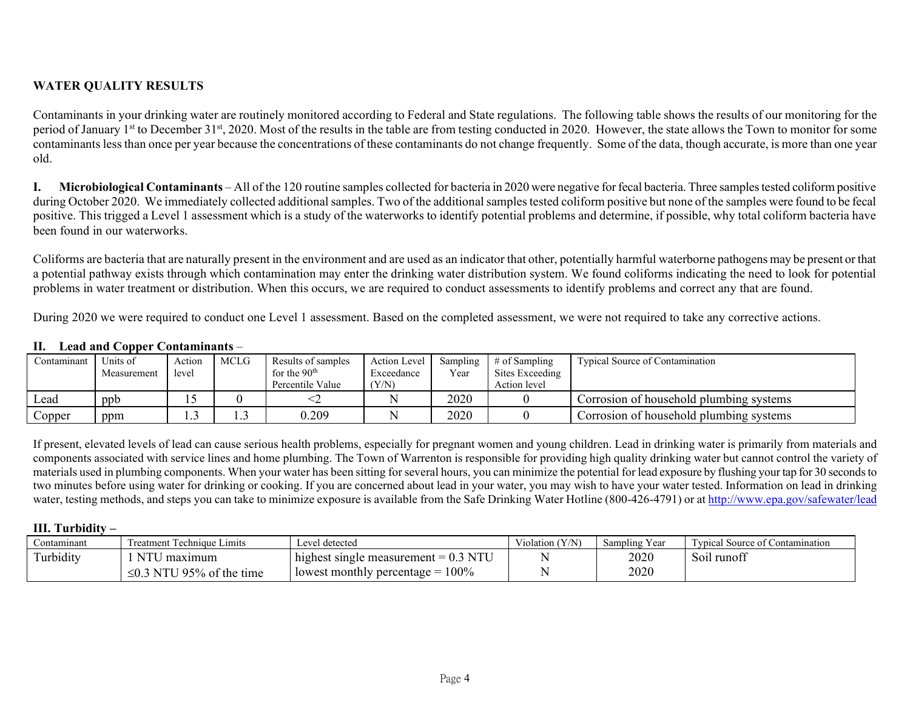## WATER QUALITY RESULTS

Contaminants in your drinking water are routinely monitored according to Federal and State regulations. The following table shows the results of our monitoring for the period of January 1st to December 31st, 2020. Most of the results in the table are from testing conducted in 2020. However, the state allows the Town to monitor for some contaminants less than once per year because the concentrations of these contaminants do not change frequently. Some of the data, though accurate, is more than one year old.

**I. Microbiological Contaminants** – All of the 120 routine samples collected for bacteria in 2020 were negative for fecal bacteria. Three samples tested coliform positive during October 2020. We immediately collected additional samples. Two of the additional samples tested coliform positive but none of the samples were found to be fecal positive. This trigged a Level 1 assessment which is a study of the waterworks to identify potential problems and determine, if possible, why total coliform bacteria have been found in our waterworks.

Coliforms are bacteria that are naturally present in the environment and are used as an indicator that other, potentially harmful waterborne pathogens may be present or that a potential pathway exists through which contamination may enter the drinking water distribution system. We found coliforms indicating the need to look for potential problems in water treatment or distribution. When this occurs, we are required to conduct assessments to identify problems and correct any that are found.

During 2020 we were required to conduct one Level 1 assessment. Based on the completed assessment, we were not required to take any corrective actions.

**II. Lead and Copper Contaminants** –

| Contaminant | Units of Measurement | Action level | MCLG | Results of samples for the 90th Percentile Value | Action Level Exceedance (Y/N) | Sampling Year | # of Sampling Sites Exceeding Action level | Typical Source of Contamination |
|---|---|---|---|---|---|---|---|---|
| Lead | ppb | 15 | 0 | <2 | N | 2020 | 0 | Corrosion of household plumbing systems |
| Copper | ppm | 1.3 | 1.3 | 0.209 | N | 2020 | 0 | Corrosion of household plumbing systems |

If present, elevated levels of lead can cause serious health problems, especially for pregnant women and young children. Lead in drinking water is primarily from materials and components associated with service lines and home plumbing. The Town of Warrenton is responsible for providing high quality drinking water but cannot control the variety of materials used in plumbing components. When your water has been sitting for several hours, you can minimize the potential for lead exposure by flushing your tap for 30 seconds to two minutes before using water for drinking or cooking. If you are concerned about lead in your water, you may wish to have your water tested. Information on lead in drinking water, testing methods, and steps you can take to minimize exposure is available from the Safe Drinking Water Hotline (800-426-4791) or at http://www.epa.gov/safewater/lead

**III. Turbidity** –

| Contaminant | Treatment Technique Limits | Level detected | Violation (Y/N) | Sampling Year | Typical Source of Contamination |
|---|---|---|---|---|---|
| Turbidity | 1 NTU maximum | highest single measurement = 0.3 NTU | N | 2020 | Soil runoff |
| | ≤0.3 NTU 95% of the time | lowest monthly percentage = 100% | N | 2020 | |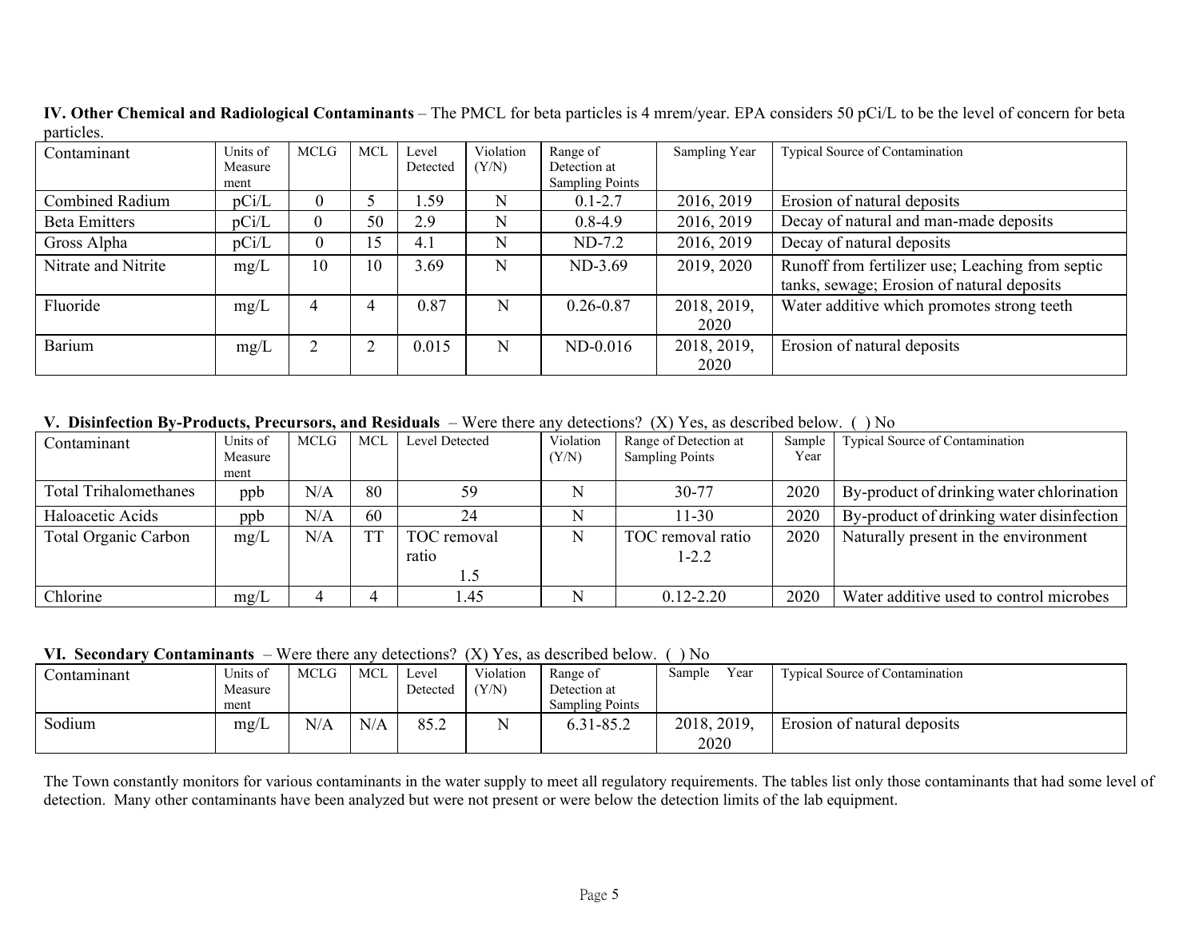**IV. Other Chemical and Radiological Contaminants** – The PMCL for beta particles is 4 mrem/year. EPA considers 50 pCi/L to be the level of concern for beta particles.

| Contaminant | Units of Measurement | MCLG | MCL | Level Detected | Violation (Y/N) | Range of Detection at Sampling Points | Sampling Year | Typical Source of Contamination |
|---|---|---|---|---|---|---|---|---|
| Combined Radium | pCi/L | 0 | 5 | 1.59 | N | 0.1-2.7 | 2016, 2019 | Erosion of natural deposits |
| Beta Emitters | pCi/L | 0 | 50 | 2.9 | N | 0.8-4.9 | 2016, 2019 | Decay of natural and man-made deposits |
| Gross Alpha | pCi/L | 0 | 15 | 4.1 | N | ND-7.2 | 2016, 2019 | Decay of natural deposits |
| Nitrate and Nitrite | mg/L | 10 | 10 | 3.69 | N | ND-3.69 | 2019, 2020 | Runoff from fertilizer use; Leaching from septic tanks, sewage; Erosion of natural deposits |
| Fluoride | mg/L | 4 | 4 | 0.87 | N | 0.26-0.87 | 2018, 2019, 2020 | Water additive which promotes strong teeth |
| Barium | mg/L | 2 | 2 | 0.015 | N | ND-0.016 | 2018, 2019, 2020 | Erosion of natural deposits |

**V. Disinfection By-Products, Precursors, and Residuals** – Were there any detections? (X) Yes, as described below. ( ) No

| Contaminant | Units of Measurement | MCLG | MCL | Level Detected | Violation (Y/N) | Range of Detection at Sampling Points | Sample Year | Typical Source of Contamination |
|---|---|---|---|---|---|---|---|---|
| Total Trihalomethanes | ppb | N/A | 80 | 59 | N | 30-77 | 2020 | By-product of drinking water chlorination |
| Haloacetic Acids | ppb | N/A | 60 | 24 | N | 11-30 | 2020 | By-product of drinking water disinfection |
| Total Organic Carbon | mg/L | N/A | TT | TOC removal ratio 1.5 | N | TOC removal ratio 1-2.2 | 2020 | Naturally present in the environment |
| Chlorine | mg/L | 4 | 4 | 1.45 | N | 0.12-2.20 | 2020 | Water additive used to control microbes |

**VI. Secondary Contaminants** – Were there any detections? (X) Yes, as described below. ( ) No

| Contaminant | Units of Measurement | MCLG | MCL | Level Detected | Violation (Y/N) | Range of Detection at Sampling Points | Sample Year | Typical Source of Contamination |
|---|---|---|---|---|---|---|---|---|
| Sodium | mg/L | N/A | N/A | 85.2 | N | 6.31-85.2 | 2018, 2019, 2020 | Erosion of natural deposits |

The Town constantly monitors for various contaminants in the water supply to meet all regulatory requirements. The tables list only those contaminants that had some level of detection. Many other contaminants have been analyzed but were not present or were below the detection limits of the lab equipment.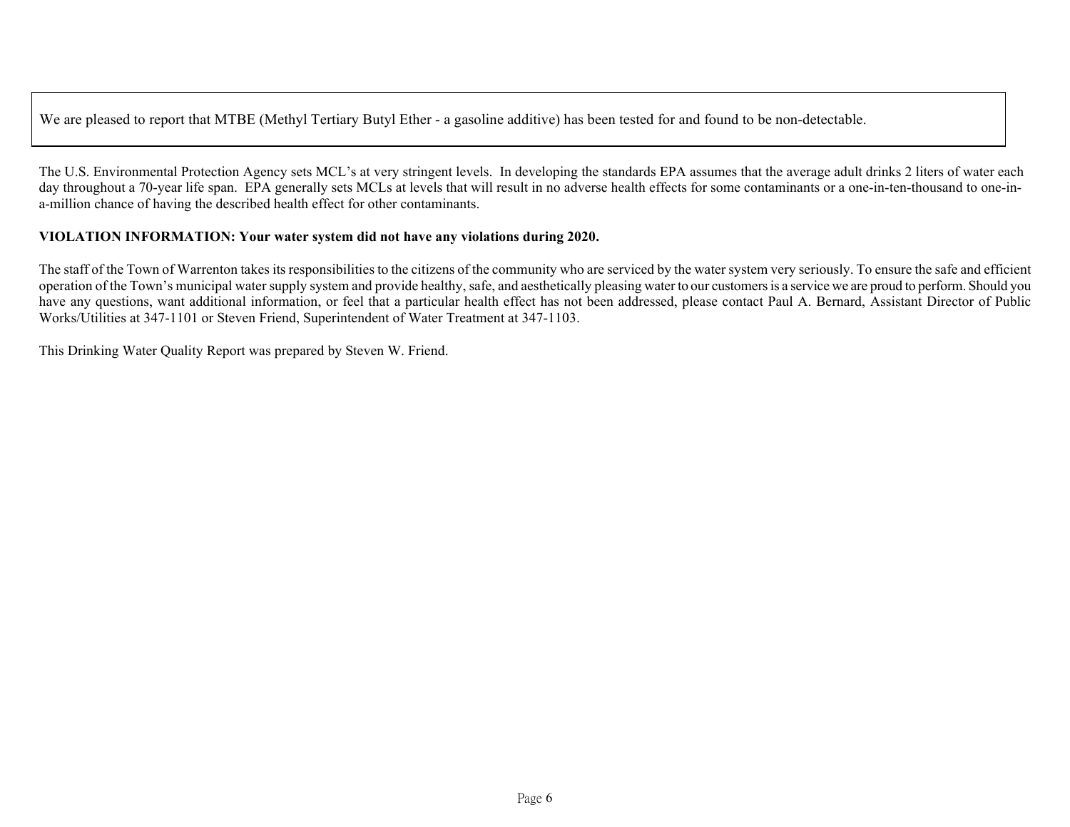We are pleased to report that MTBE (Methyl Tertiary Butyl Ether - a gasoline additive) has been tested for and found to be non-detectable.

The U.S. Environmental Protection Agency sets MCL's at very stringent levels. In developing the standards EPA assumes that the average adult drinks 2 liters of water each day throughout a 70-year life span. EPA generally sets MCLs at levels that will result in no adverse health effects for some contaminants or a one-in-ten-thousand to one-in-a-million chance of having the described health effect for other contaminants.

**VIOLATION INFORMATION: Your water system did not have any violations during 2020.**

The staff of the Town of Warrenton takes its responsibilities to the citizens of the community who are serviced by the water system very seriously. To ensure the safe and efficient operation of the Town's municipal water supply system and provide healthy, safe, and aesthetically pleasing water to our customers is a service we are proud to perform. Should you have any questions, want additional information, or feel that a particular health effect has not been addressed, please contact Paul A. Bernard, Assistant Director of Public Works/Utilities at 347-1101 or Steven Friend, Superintendent of Water Treatment at 347-1103.

This Drinking Water Quality Report was prepared by Steven W. Friend.